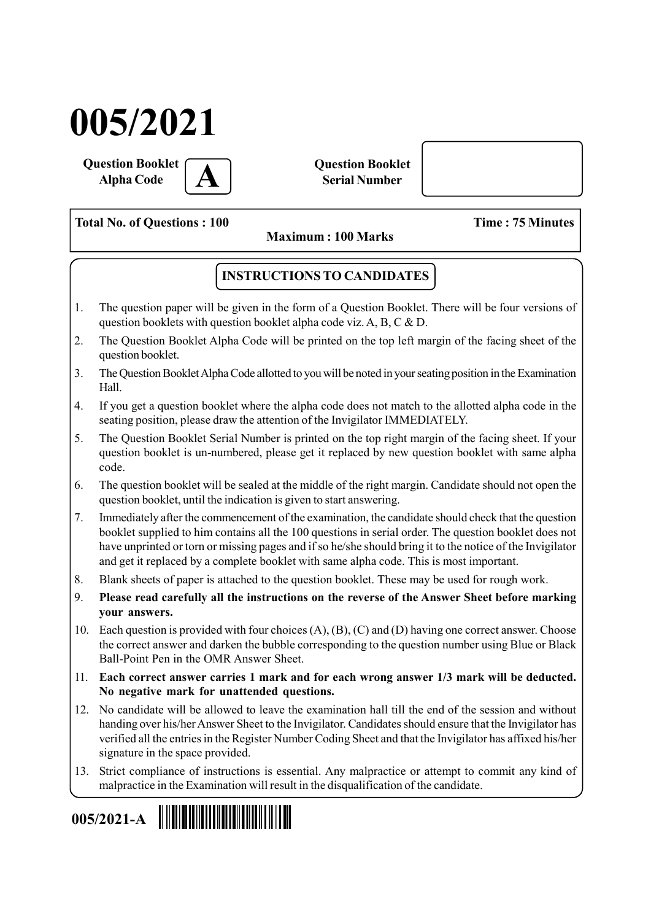# 005/2021

**Question Booklet Alpha Code** **A**

**Question Booklet Serial Number**

**Total No. of Questions : 100** **Time : 75 Minutes**

**Maximum : 100 Marks**

## INSTRUCTIONS TO CANDIDATES

1. The question paper will be given in the form of a Question Booklet. There will be four versions of question booklets with question booklet alpha code viz. A, B, C & D.
2. The Question Booklet Alpha Code will be printed on the top left margin of the facing sheet of the question booklet.
3. The Question Booklet Alpha Code allotted to you will be noted in your seating position in the Examination Hall.
4. If you get a question booklet where the alpha code does not match to the allotted alpha code in the seating position, please draw the attention of the Invigilator IMMEDIATELY.
5. The Question Booklet Serial Number is printed on the top right margin of the facing sheet. If your question booklet is un-numbered, please get it replaced by new question booklet with same alpha code.
6. The question booklet will be sealed at the middle of the right margin. Candidate should not open the question booklet, until the indication is given to start answering.
7. Immediately after the commencement of the examination, the candidate should check that the question booklet supplied to him contains all the 100 questions in serial order. The question booklet does not have unprinted or torn or missing pages and if so he/she should bring it to the notice of the Invigilator and get it replaced by a complete booklet with same alpha code. This is most important.
8. Blank sheets of paper is attached to the question booklet. These may be used for rough work.
9. **Please read carefully all the instructions on the reverse of the Answer Sheet before marking your answers.**
10. Each question is provided with four choices (A), (B), (C) and (D) having one correct answer. Choose the correct answer and darken the bubble corresponding to the question number using Blue or Black Ball-Point Pen in the OMR Answer Sheet.
11. **Each correct answer carries 1 mark and for each wrong answer 1/3 mark will be deducted. No negative mark for unattended questions.**
12. No candidate will be allowed to leave the examination hall till the end of the session and without handing over his/her Answer Sheet to the Invigilator. Candidates should ensure that the Invigilator has verified all the entries in the Register Number Coding Sheet and that the Invigilator has affixed his/her signature in the space provided.
13. Strict compliance of instructions is essential. Any malpractice or attempt to commit any kind of malpractice in the Examination will result in the disqualification of the candidate.

**005/2021-A**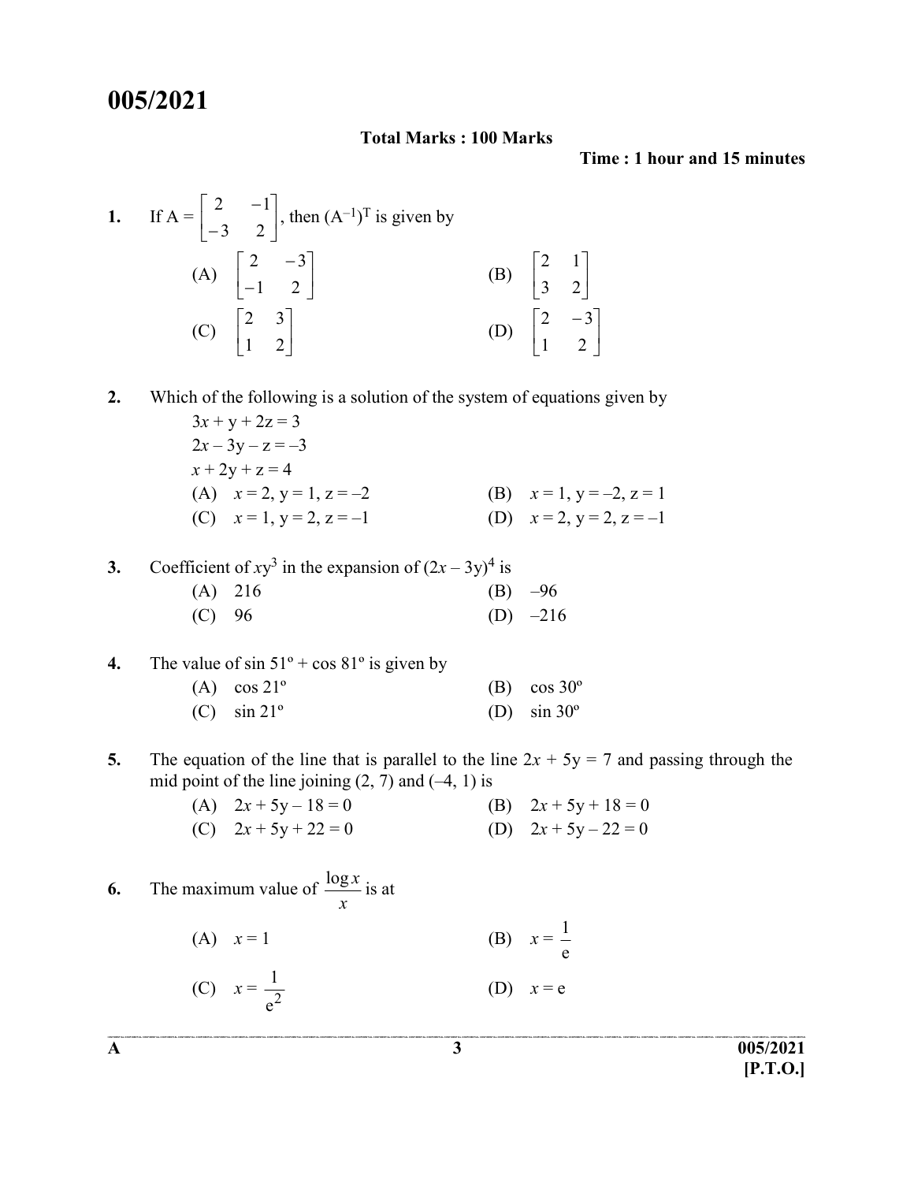# 005/2021

**Total Marks : 100 Marks**

**Time : 1 hour and 15 minutes**

1. If $A = \begin{bmatrix} 2 & -1 \\ -3 & 2 \end{bmatrix}$, then $(A^{-1})^T$ is given by

   (A) $\begin{bmatrix} 2 & -3 \\ -1 & 2 \end{bmatrix}$ (B) $\begin{bmatrix} 2 & 1 \\ 3 & 2 \end{bmatrix}$

   (C) $\begin{bmatrix} 2 & 3 \\ 1 & 2 \end{bmatrix}$ (D) $\begin{bmatrix} 2 & -3 \\ 1 & 2 \end{bmatrix}$

2. Which of the following is a solution of the system of equations given by

   $3x + y + 2z = 3$

   $2x - 3y - z = -3$

   $x + 2y + z = 4$

   (A) $x = 2, y = 1, z = -2$ (B) $x = 1, y = -2, z = 1$

   (C) $x = 1, y = 2, z = -1$ (D) $x = 2, y = 2, z = -1$

3. Coefficient of $xy^3$ in the expansion of $(2x - 3y)^4$ is

   (A) 216 (B) –96

   (C) 96 (D) –216

4. The value of $\sin 51^\circ + \cos 81^\circ$ is given by

   (A) $\cos 21^\circ$ (B) $\cos 30^\circ$

   (C) $\sin 21^\circ$ (D) $\sin 30^\circ$

5. The equation of the line that is parallel to the line $2x + 5y = 7$ and passing through the mid point of the line joining $(2, 7)$ and $(-4, 1)$ is

   (A) $2x + 5y - 18 = 0$ (B) $2x + 5y + 18 = 0$

   (C) $2x + 5y + 22 = 0$ (D) $2x + 5y - 22 = 0$

6. The maximum value of $\frac{\log x}{x}$ is at

   (A) $x = 1$ (B) $x = \frac{1}{e}$

   (C) $x = \frac{1}{e^2}$ (D) $x = e$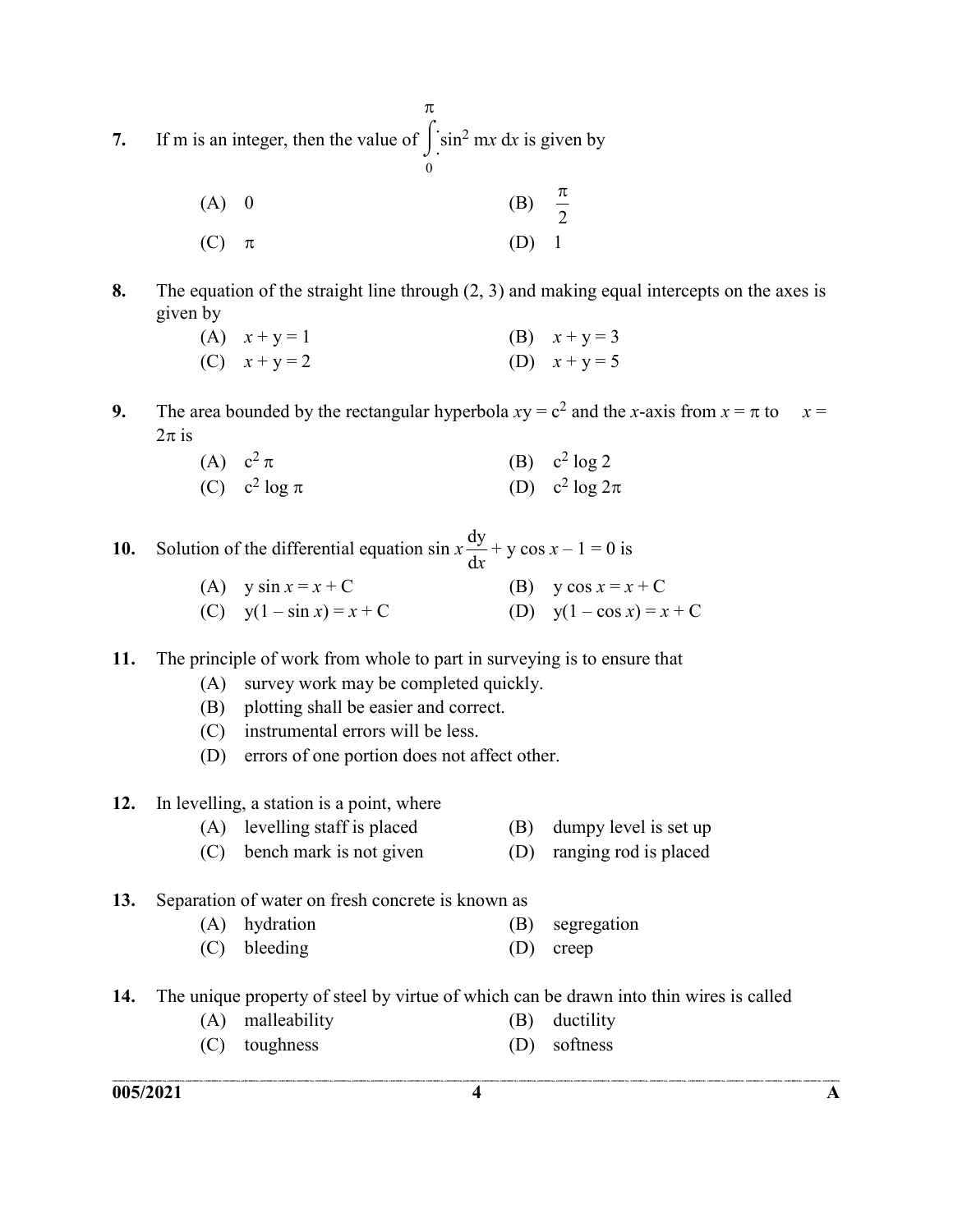7. If m is an integer, then the value of $\int_0^\pi \sin^2 mx \, dx$ is given by

(A) 0 (B) $\frac{\pi}{2}$

(C) $\pi$ (D) 1

8. The equation of the straight line through (2, 3) and making equal intercepts on the axes is given by

(A) $x + y = 1$ (B) $x + y = 3$

(C) $x + y = 2$ (D) $x + y = 5$

9. The area bounded by the rectangular hyperbola $xy = c^2$ and the $x$-axis from $x = \pi$ to $x = 2\pi$ is

(A) $c^2 \pi$ (B) $c^2 \log 2$

(C) $c^2 \log \pi$ (D) $c^2 \log 2\pi$

10. Solution of the differential equation $\sin x \frac{dy}{dx} + y \cos x - 1 = 0$ is

(A) $y \sin x = x + C$ (B) $y \cos x = x + C$

(C) $y(1 - \sin x) = x + C$ (D) $y(1 - \cos x) = x + C$

11. The principle of work from whole to part in surveying is to ensure that

(A) survey work may be completed quickly.

(B) plotting shall be easier and correct.

(C) instrumental errors will be less.

(D) errors of one portion does not affect other.

12. In levelling, a station is a point, where

(A) levelling staff is placed (B) dumpy level is set up

(C) bench mark is not given (D) ranging rod is placed

13. Separation of water on fresh concrete is known as

(A) hydration (B) segregation

(C) bleeding (D) creep

14. The unique property of steel by virtue of which can be drawn into thin wires is called

(A) malleability (B) ductility

(C) toughness (D) softness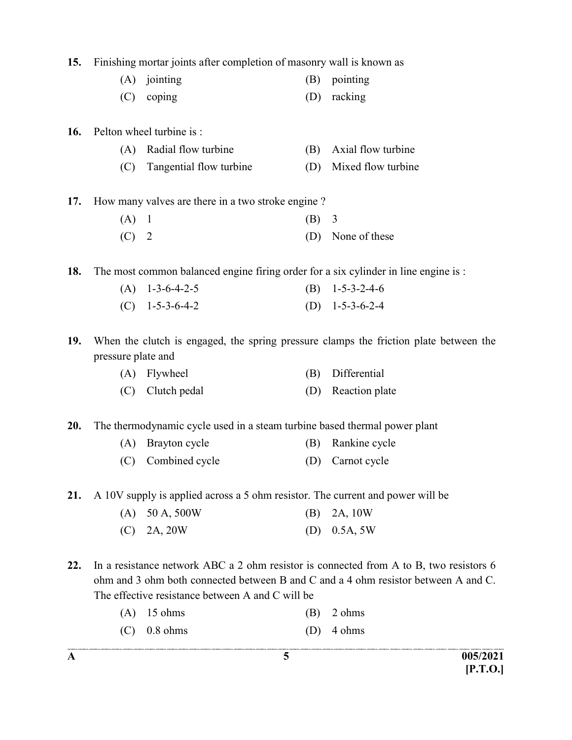15. Finishing mortar joints after completion of masonry wall is known as

(A) jointing
(B) pointing
(C) coping
(D) racking

16. Pelton wheel turbine is :

(A) Radial flow turbine
(B) Axial flow turbine
(C) Tangential flow turbine
(D) Mixed flow turbine

17. How many valves are there in a two stroke engine ?

(A) 1
(B) 3
(C) 2
(D) None of these

18. The most common balanced engine firing order for a six cylinder in line engine is :

(A) 1-3-6-4-2-5
(B) 1-5-3-2-4-6
(C) 1-5-3-6-4-2
(D) 1-5-3-6-2-4

19. When the clutch is engaged, the spring pressure clamps the friction plate between the pressure plate and

(A) Flywheel
(B) Differential
(C) Clutch pedal
(D) Reaction plate

20. The thermodynamic cycle used in a steam turbine based thermal power plant

(A) Brayton cycle
(B) Rankine cycle
(C) Combined cycle
(D) Carnot cycle

21. A 10V supply is applied across a 5 ohm resistor. The current and power will be

(A) 50 A, 500W
(B) 2A, 10W
(C) 2A, 20W
(D) 0.5A, 5W

22. In a resistance network ABC a 2 ohm resistor is connected from A to B, two resistors 6 ohm and 3 ohm both connected between B and C and a 4 ohm resistor between A and C. The effective resistance between A and C will be

(A) 15 ohms
(B) 2 ohms
(C) 0.8 ohms
(D) 4 ohms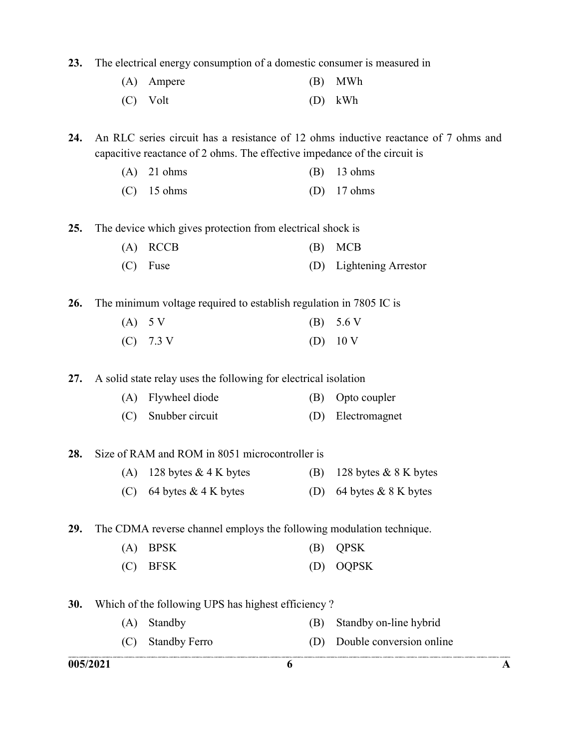23. The electrical energy consumption of a domestic consumer is measured in

(A) Ampere (B) MWh

(C) Volt (D) kWh

24. An RLC series circuit has a resistance of 12 ohms inductive reactance of 7 ohms and capacitive reactance of 2 ohms. The effective impedance of the circuit is

(A) 21 ohms (B) 13 ohms

(C) 15 ohms (D) 17 ohms

25. The device which gives protection from electrical shock is

(A) RCCB (B) MCB

(C) Fuse (D) Lightening Arrestor

26. The minimum voltage required to establish regulation in 7805 IC is

(A) 5 V (B) 5.6 V

(C) 7.3 V (D) 10 V

27. A solid state relay uses the following for electrical isolation

(A) Flywheel diode (B) Opto coupler

(C) Snubber circuit (D) Electromagnet

28. Size of RAM and ROM in 8051 microcontroller is

(A) 128 bytes & 4 K bytes (B) 128 bytes & 8 K bytes

(C) 64 bytes & 4 K bytes (D) 64 bytes & 8 K bytes

29. The CDMA reverse channel employs the following modulation technique.

(A) BPSK (B) QPSK

(C) BFSK (D) OQPSK

30. Which of the following UPS has highest efficiency ?

(A) Standby (B) Standby on-line hybrid

(C) Standby Ferro (D) Double conversion online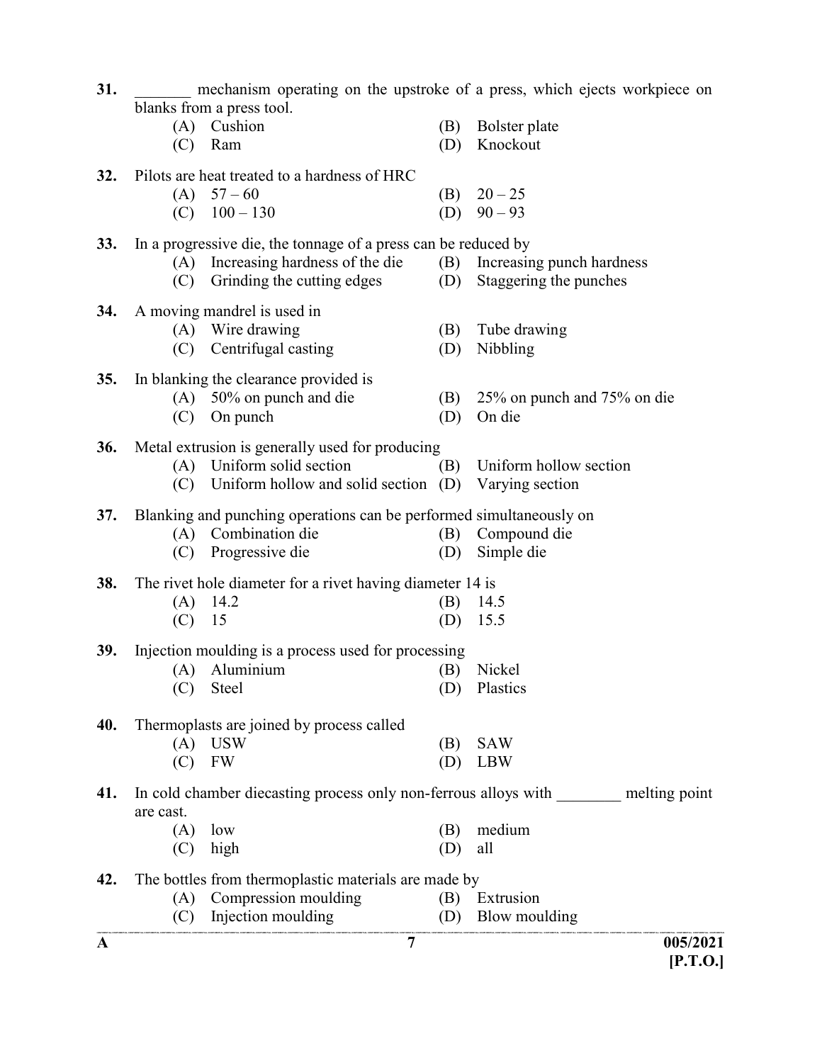31. _______ mechanism operating on the upstroke of a press, which ejects workpiece on blanks from a press tool.

(A) Cushion
(B) Bolster plate
(C) Ram
(D) Knockout

32. Pilots are heat treated to a hardness of HRC

(A) 57 – 60
(B) 20 – 25
(C) 100 – 130
(D) 90 – 93

33. In a progressive die, the tonnage of a press can be reduced by

(A) Increasing hardness of the die
(B) Increasing punch hardness
(C) Grinding the cutting edges
(D) Staggering the punches

34. A moving mandrel is used in

(A) Wire drawing
(B) Tube drawing
(C) Centrifugal casting
(D) Nibbling

35. In blanking the clearance provided is

(A) 50% on punch and die
(B) 25% on punch and 75% on die
(C) On punch
(D) On die

36. Metal extrusion is generally used for producing

(A) Uniform solid section
(B) Uniform hollow section
(C) Uniform hollow and solid section
(D) Varying section

37. Blanking and punching operations can be performed simultaneously on

(A) Combination die
(B) Compound die
(C) Progressive die
(D) Simple die

38. The rivet hole diameter for a rivet having diameter 14 is

(A) 14.2
(B) 14.5
(C) 15
(D) 15.5

39. Injection moulding is a process used for processing

(A) Aluminium
(B) Nickel
(C) Steel
(D) Plastics

40. Thermoplasts are joined by process called

(A) USW
(B) SAW
(C) FW
(D) LBW

41. In cold chamber diecasting process only non-ferrous alloys with ________ melting point are cast.

(A) low
(B) medium
(C) high
(D) all

42. The bottles from thermoplastic materials are made by

(A) Compression moulding
(B) Extrusion
(C) Injection moulding
(D) Blow moulding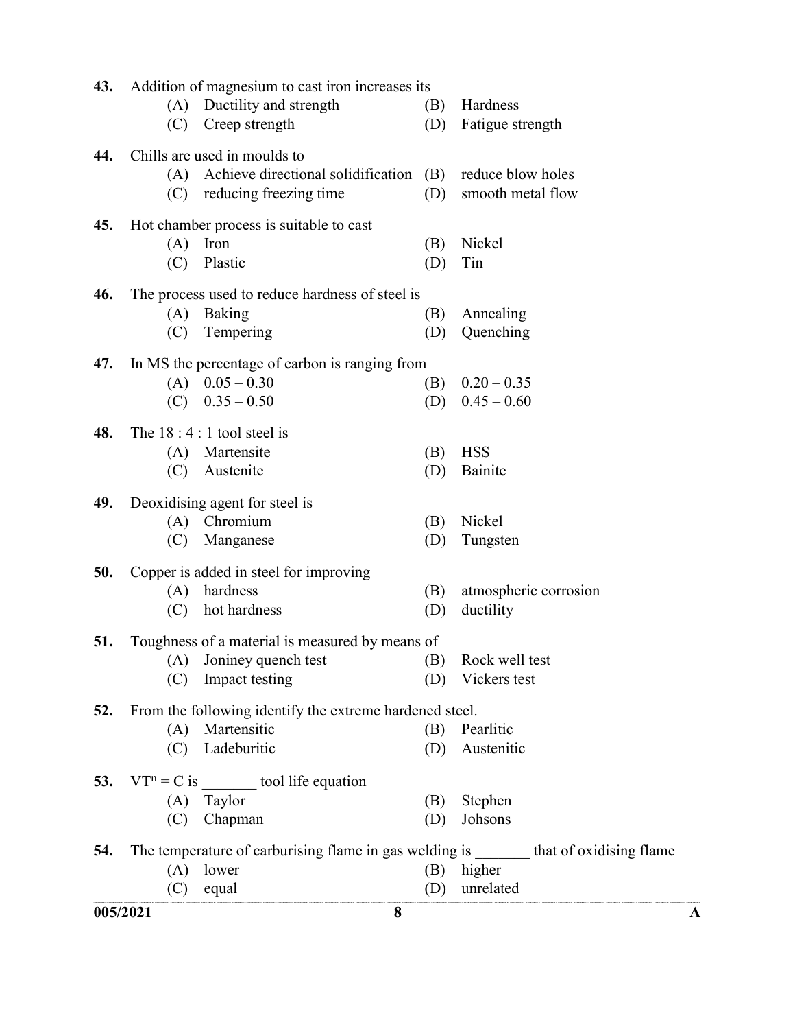43. Addition of magnesium to cast iron increases its
   (A) Ductility and strength
   (B) Hardness
   (C) Creep strength
   (D) Fatigue strength

44. Chills are used in moulds to
   (A) Achieve directional solidification
   (B) reduce blow holes
   (C) reducing freezing time
   (D) smooth metal flow

45. Hot chamber process is suitable to cast
   (A) Iron
   (B) Nickel
   (C) Plastic
   (D) Tin

46. The process used to reduce hardness of steel is
   (A) Baking
   (B) Annealing
   (C) Tempering
   (D) Quenching

47. In MS the percentage of carbon is ranging from
   (A) 0.05 – 0.30
   (B) 0.20 – 0.35
   (C) 0.35 – 0.50
   (D) 0.45 – 0.60

48. The 18 : 4 : 1 tool steel is
   (A) Martensite
   (B) HSS
   (C) Austenite
   (D) Bainite

49. Deoxidising agent for steel is
   (A) Chromium
   (B) Nickel
   (C) Manganese
   (D) Tungsten

50. Copper is added in steel for improving
   (A) hardness
   (B) atmospheric corrosion
   (C) hot hardness
   (D) ductility

51. Toughness of a material is measured by means of
   (A) Joniney quench test
   (B) Rock well test
   (C) Impact testing
   (D) Vickers test

52. From the following identify the extreme hardened steel.
   (A) Martensitic
   (B) Pearlitic
   (C) Ladeburitic
   (D) Austenitic

53. $VT^n = C$ is _______ tool life equation
   (A) Taylor
   (B) Stephen
   (C) Chapman
   (D) Johsons

54. The temperature of carburising flame in gas welding is _______ that of oxidising flame
   (A) lower
   (B) higher
   (C) equal
   (D) unrelated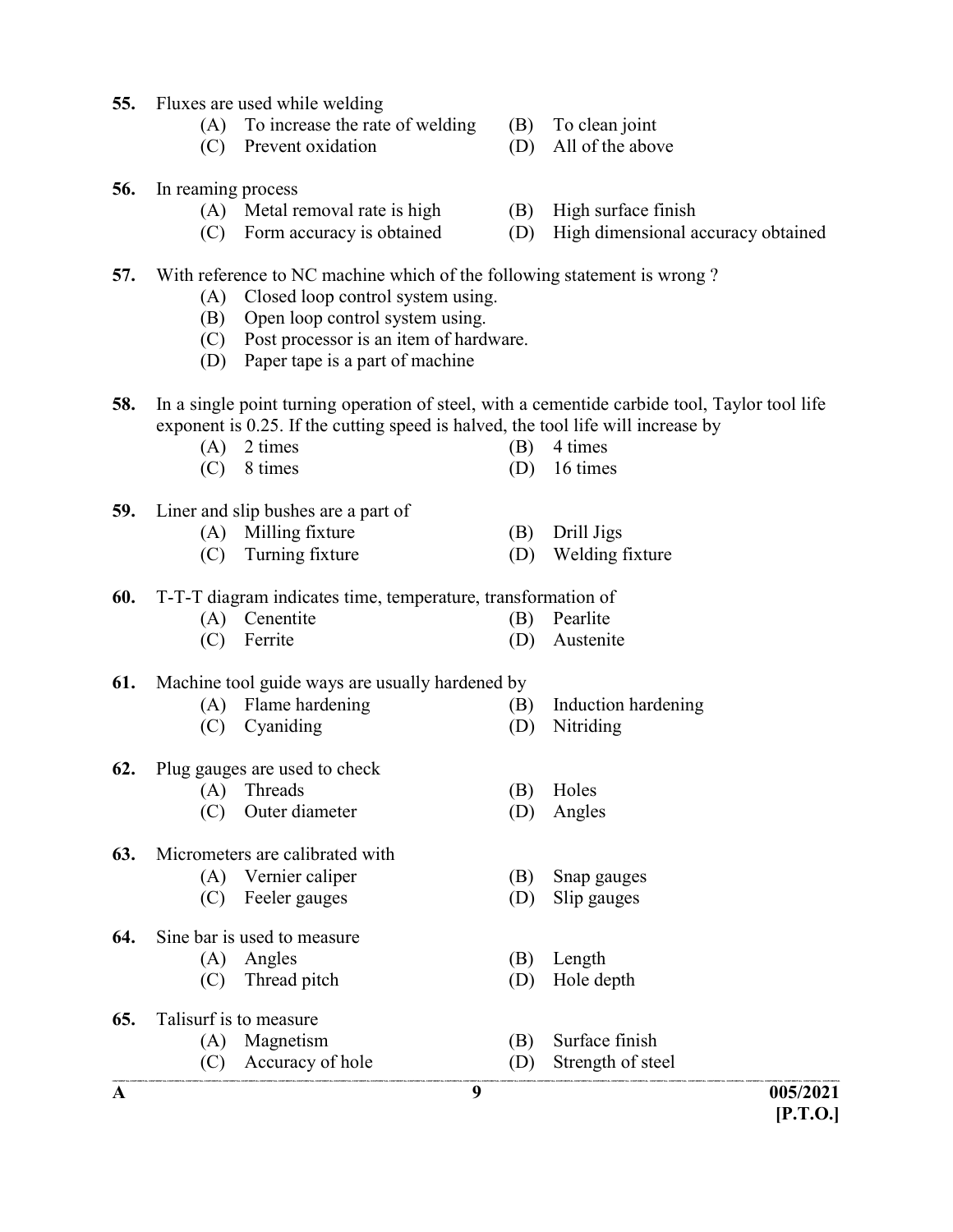55. Fluxes are used while welding
    (A) To increase the rate of welding
    (B) To clean joint
    (C) Prevent oxidation
    (D) All of the above

56. In reaming process
    (A) Metal removal rate is high
    (B) High surface finish
    (C) Form accuracy is obtained
    (D) High dimensional accuracy obtained

57. With reference to NC machine which of the following statement is wrong ?
    (A) Closed loop control system using.
    (B) Open loop control system using.
    (C) Post processor is an item of hardware.
    (D) Paper tape is a part of machine

58. In a single point turning operation of steel, with a cementide carbide tool, Taylor tool life exponent is 0.25. If the cutting speed is halved, the tool life will increase by
    (A) 2 times
    (B) 4 times
    (C) 8 times
    (D) 16 times

59. Liner and slip bushes are a part of
    (A) Milling fixture
    (B) Drill Jigs
    (C) Turning fixture
    (D) Welding fixture

60. T-T-T diagram indicates time, temperature, transformation of
    (A) Cenentite
    (B) Pearlite
    (C) Ferrite
    (D) Austenite

61. Machine tool guide ways are usually hardened by
    (A) Flame hardening
    (B) Induction hardening
    (C) Cyaniding
    (D) Nitriding

62. Plug gauges are used to check
    (A) Threads
    (B) Holes
    (C) Outer diameter
    (D) Angles

63. Micrometers are calibrated with
    (A) Vernier caliper
    (B) Snap gauges
    (C) Feeler gauges
    (D) Slip gauges

64. Sine bar is used to measure
    (A) Angles
    (B) Length
    (C) Thread pitch
    (D) Hole depth

65. Talisurf is to measure
    (A) Magnetism
    (B) Surface finish
    (C) Accuracy of hole
    (D) Strength of steel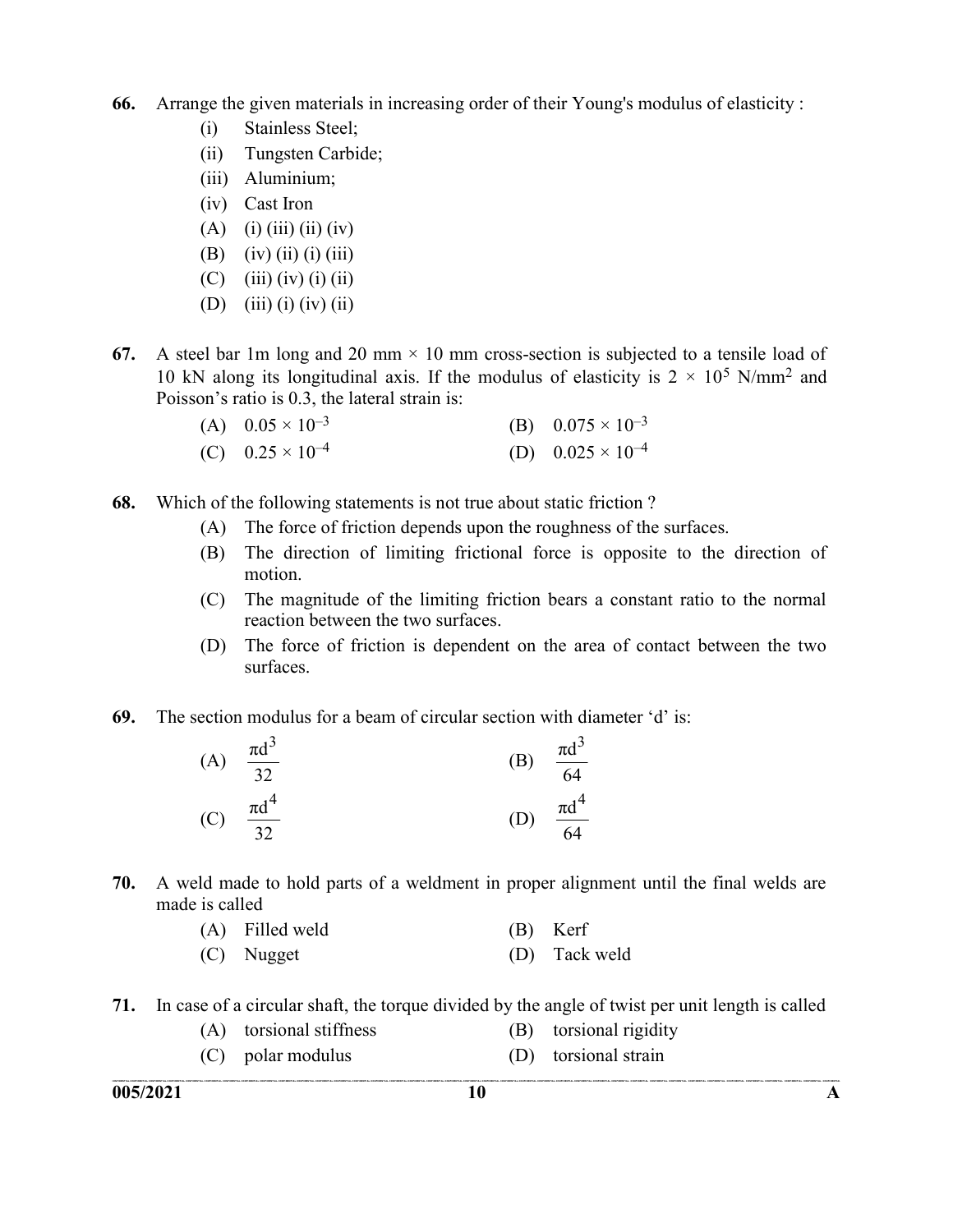66. Arrange the given materials in increasing order of their Young's modulus of elasticity :

   (i) Stainless Steel;
   (ii) Tungsten Carbide;
   (iii) Aluminium;
   (iv) Cast Iron

   (A) (i) (iii) (ii) (iv)
   (B) (iv) (ii) (i) (iii)
   (C) (iii) (iv) (i) (ii)
   (D) (iii) (i) (iv) (ii)

67. A steel bar 1m long and 20 mm × 10 mm cross-section is subjected to a tensile load of 10 kN along its longitudinal axis. If the modulus of elasticity is $2 \times 10^5$ N/mm$^2$ and Poisson's ratio is 0.3, the lateral strain is:

   (A) $0.05 \times 10^{-3}$
   (B) $0.075 \times 10^{-3}$
   (C) $0.25 \times 10^{-4}$
   (D) $0.025 \times 10^{-4}$

68. Which of the following statements is not true about static friction ?

   (A) The force of friction depends upon the roughness of the surfaces.
   (B) The direction of limiting frictional force is opposite to the direction of motion.
   (C) The magnitude of the limiting friction bears a constant ratio to the normal reaction between the two surfaces.
   (D) The force of friction is dependent on the area of contact between the two surfaces.

69. The section modulus for a beam of circular section with diameter 'd' is:

   (A) $\frac{\pi d^3}{32}$
   (B) $\frac{\pi d^3}{64}$
   (C) $\frac{\pi d^4}{32}$
   (D) $\frac{\pi d^4}{64}$

70. A weld made to hold parts of a weldment in proper alignment until the final welds are made is called

   (A) Filled weld
   (B) Kerf
   (C) Nugget
   (D) Tack weld

71. In case of a circular shaft, the torque divided by the angle of twist per unit length is called

   (A) torsional stiffness
   (B) torsional rigidity
   (C) polar modulus
   (D) torsional strain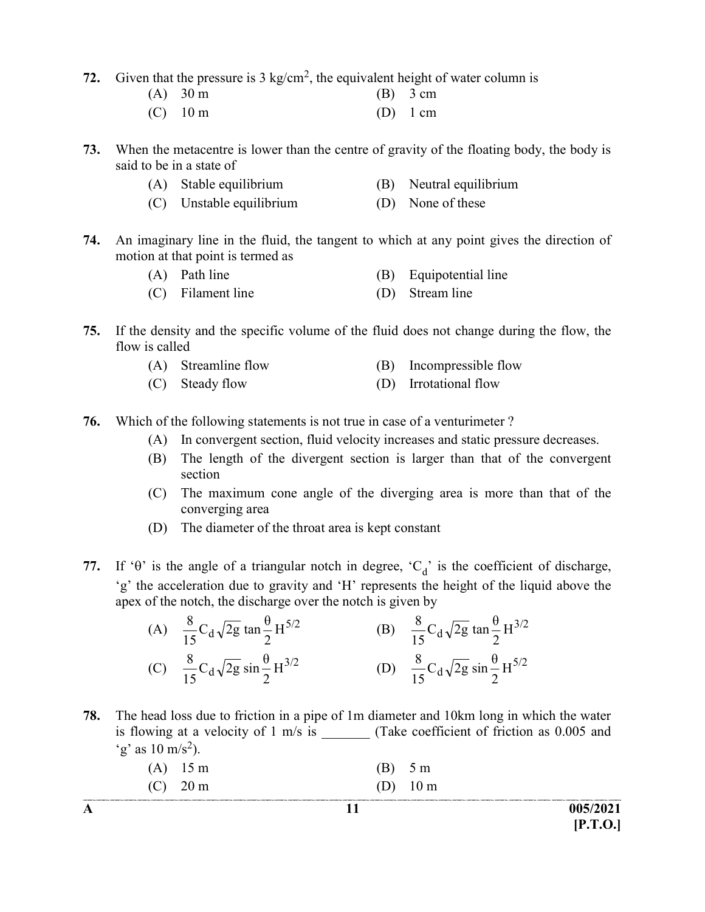**72.** Given that the pressure is 3 kg/cm$^2$, the equivalent height of water column is

(A) 30 m (B) 3 cm

(C) 10 m (D) 1 cm

**73.** When the metacentre is lower than the centre of gravity of the floating body, the body is said to be in a state of

(A) Stable equilibrium (B) Neutral equilibrium

(C) Unstable equilibrium (D) None of these

**74.** An imaginary line in the fluid, the tangent to which at any point gives the direction of motion at that point is termed as

(A) Path line (B) Equipotential line

(C) Filament line (D) Stream line

**75.** If the density and the specific volume of the fluid does not change during the flow, the flow is called

(A) Streamline flow (B) Incompressible flow

(C) Steady flow (D) Irrotational flow

**76.** Which of the following statements is not true in case of a venturimeter ?

(A) In convergent section, fluid velocity increases and static pressure decreases.

(B) The length of the divergent section is larger than that of the convergent section

(C) The maximum cone angle of the diverging area is more than that of the converging area

(D) The diameter of the throat area is kept constant

**77.** If '$\theta$' is the angle of a triangular notch in degree, '$C_d$' is the coefficient of discharge, 'g' the acceleration due to gravity and 'H' represents the height of the liquid above the apex of the notch, the discharge over the notch is given by

(A) $\frac{8}{15} C_d \sqrt{2g} \tan\frac{\theta}{2} H^{5/2}$ (B) $\frac{8}{15} C_d \sqrt{2g} \tan\frac{\theta}{2} H^{3/2}$

(C) $\frac{8}{15} C_d \sqrt{2g} \sin\frac{\theta}{2} H^{3/2}$ (D) $\frac{8}{15} C_d \sqrt{2g} \sin\frac{\theta}{2} H^{5/2}$

**78.** The head loss due to friction in a pipe of 1m diameter and 10km long in which the water is flowing at a velocity of 1 m/s is _______ (Take coefficient of friction as 0.005 and 'g' as 10 m/s$^2$).

(A) 15 m (B) 5 m

(C) 20 m (D) 10 m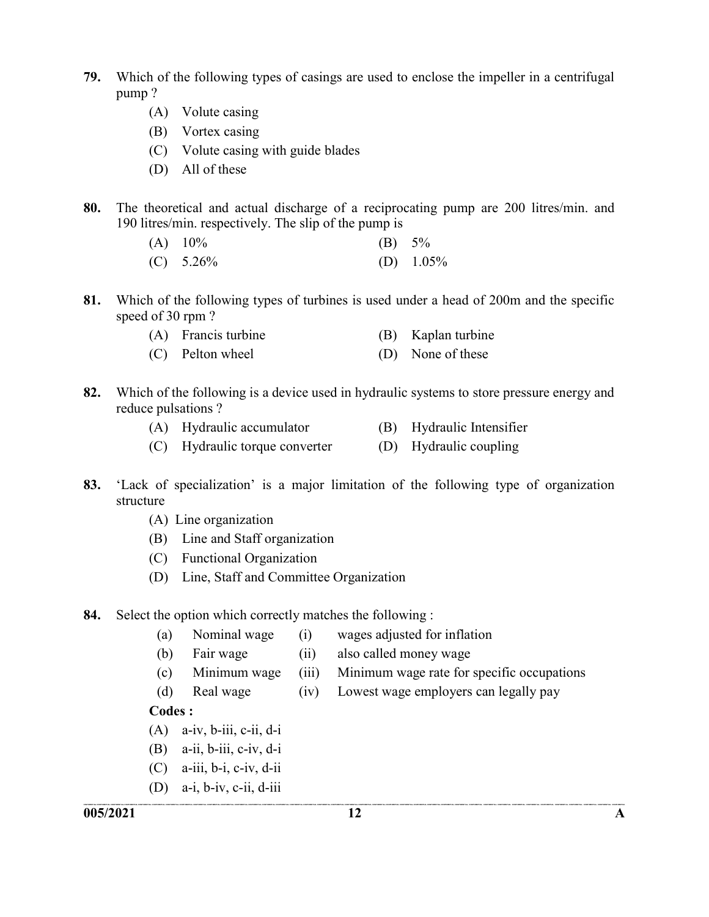**79.** Which of the following types of casings are used to enclose the impeller in a centrifugal pump ?

- (A) Volute casing
- (B) Vortex casing
- (C) Volute casing with guide blades
- (D) All of these

**80.** The theoretical and actual discharge of a reciprocating pump are 200 litres/min. and 190 litres/min. respectively. The slip of the pump is

- (A) 10%
- (B) 5%
- (C) 5.26%
- (D) 1.05%

**81.** Which of the following types of turbines is used under a head of 200m and the specific speed of 30 rpm ?

- (A) Francis turbine
- (B) Kaplan turbine
- (C) Pelton wheel
- (D) None of these

**82.** Which of the following is a device used in hydraulic systems to store pressure energy and reduce pulsations ?

- (A) Hydraulic accumulator
- (B) Hydraulic Intensifier
- (C) Hydraulic torque converter
- (D) Hydraulic coupling

**83.** 'Lack of specialization' is a major limitation of the following type of organization structure

- (A) Line organization
- (B) Line and Staff organization
- (C) Functional Organization
- (D) Line, Staff and Committee Organization

**84.** Select the option which correctly matches the following :

| | | | |
|---|---|---|---|
| (a) | Nominal wage | (i) | wages adjusted for inflation |
| (b) | Fair wage | (ii) | also called money wage |
| (c) | Minimum wage | (iii) | Minimum wage rate for specific occupations |
| (d) | Real wage | (iv) | Lowest wage employers can legally pay |

**Codes :**

- (A) a-iv, b-iii, c-ii, d-i
- (B) a-ii, b-iii, c-iv, d-i
- (C) a-iii, b-i, c-iv, d-ii
- (D) a-i, b-iv, c-ii, d-iii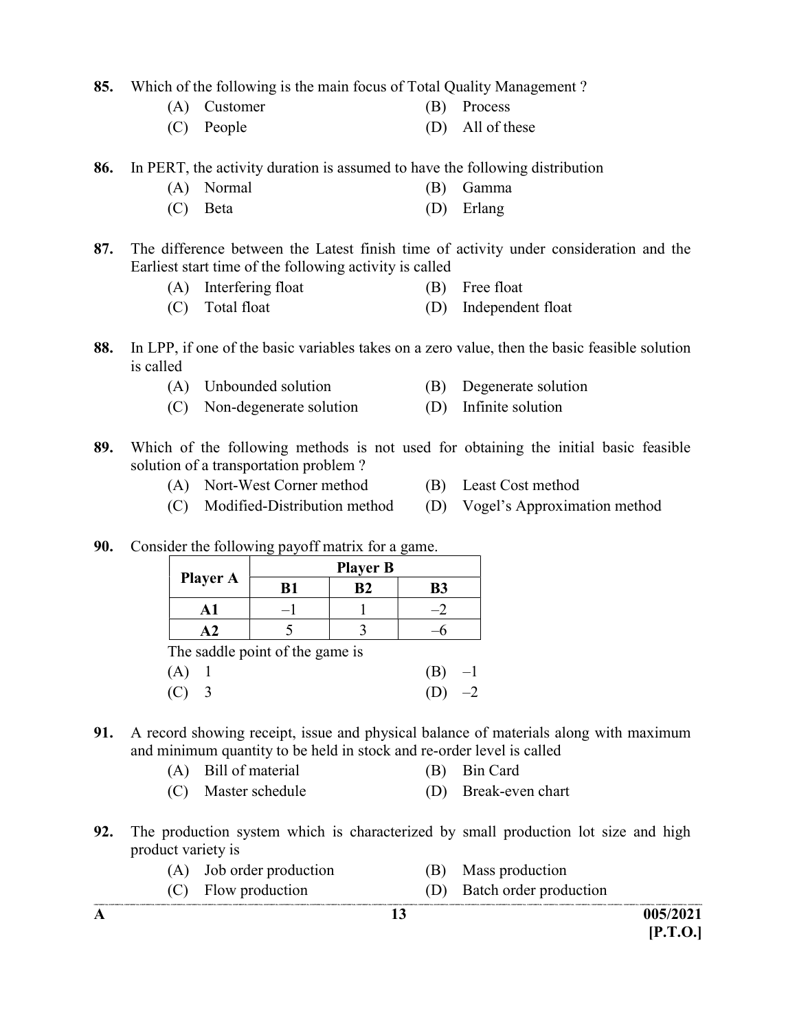85. Which of the following is the main focus of Total Quality Management ?

(A) Customer  (B) Process
(C) People  (D) All of these

86. In PERT, the activity duration is assumed to have the following distribution

(A) Normal  (B) Gamma
(C) Beta  (D) Erlang

87. The difference between the Latest finish time of activity under consideration and the Earliest start time of the following activity is called

(A) Interfering float  (B) Free float
(C) Total float  (D) Independent float

88. In LPP, if one of the basic variables takes on a zero value, then the basic feasible solution is called

(A) Unbounded solution  (B) Degenerate solution
(C) Non-degenerate solution  (D) Infinite solution

89. Which of the following methods is not used for obtaining the initial basic feasible solution of a transportation problem ?

(A) Nort-West Corner method  (B) Least Cost method
(C) Modified-Distribution method  (D) Vogel's Approximation method

90. Consider the following payoff matrix for a game.

| Player A | Player B | | |
|---|---|---|---|
| | **B1** | **B2** | **B3** |
| **A1** | –1 | 1 | –2 |
| **A2** | 5 | 3 | –6 |

The saddle point of the game is

(A) 1  (B) –1
(C) 3  (D) –2

91. A record showing receipt, issue and physical balance of materials along with maximum and minimum quantity to be held in stock and re-order level is called

(A) Bill of material  (B) Bin Card
(C) Master schedule  (D) Break-even chart

92. The production system which is characterized by small production lot size and high product variety is

(A) Job order production  (B) Mass production
(C) Flow production  (D) Batch order production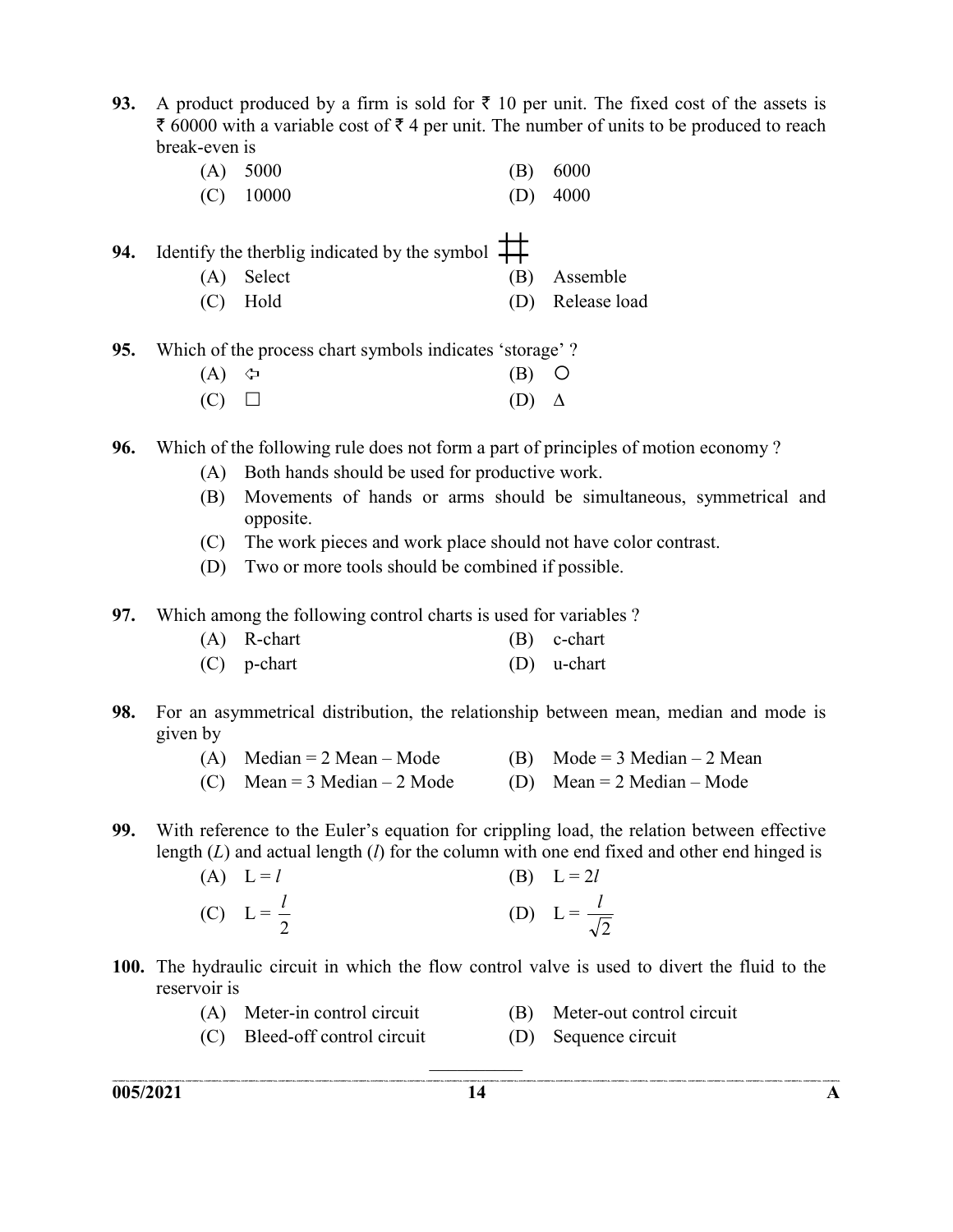**93.** A product produced by a firm is sold for ₹ 10 per unit. The fixed cost of the assets is ₹ 60000 with a variable cost of ₹ 4 per unit. The number of units to be produced to reach break-even is

(A) 5000 (B) 6000
(C) 10000 (D) 4000

**94.** Identify the therblig indicated by the symbol #

(A) Select (B) Assemble
(C) Hold (D) Release load

**95.** Which of the process chart symbols indicates 'storage' ?

(A) ⇦ (B) ○
(C) □ (D) Δ

**96.** Which of the following rule does not form a part of principles of motion economy ?

(A) Both hands should be used for productive work.
(B) Movements of hands or arms should be simultaneous, symmetrical and opposite.
(C) The work pieces and work place should not have color contrast.
(D) Two or more tools should be combined if possible.

**97.** Which among the following control charts is used for variables ?

(A) R-chart (B) c-chart
(C) p-chart (D) u-chart

**98.** For an asymmetrical distribution, the relationship between mean, median and mode is given by

(A) Median = 2 Mean – Mode (B) Mode = 3 Median – 2 Mean
(C) Mean = 3 Median – 2 Mode (D) Mean = 2 Median – Mode

**99.** With reference to the Euler's equation for crippling load, the relation between effective length ($L$) and actual length ($l$) for the column with one end fixed and other end hinged is

(A) $L = l$ (B) $L = 2l$
(C) $L = \frac{l}{2}$ (D) $L = \frac{l}{\sqrt{2}}$

**100.** The hydraulic circuit in which the flow control valve is used to divert the fluid to the reservoir is

(A) Meter-in control circuit (B) Meter-out control circuit
(C) Bleed-off control circuit (D) Sequence circuit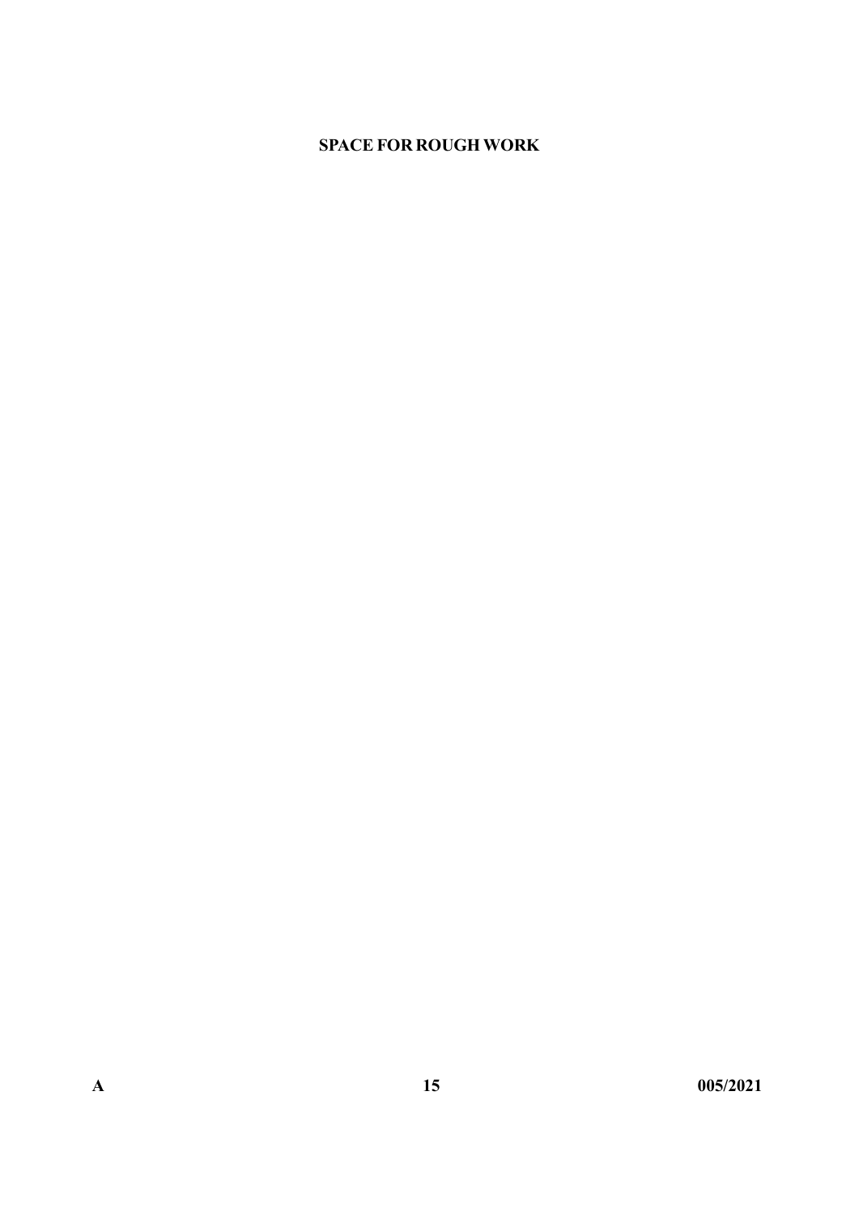**SPACE FOR ROUGH WORK**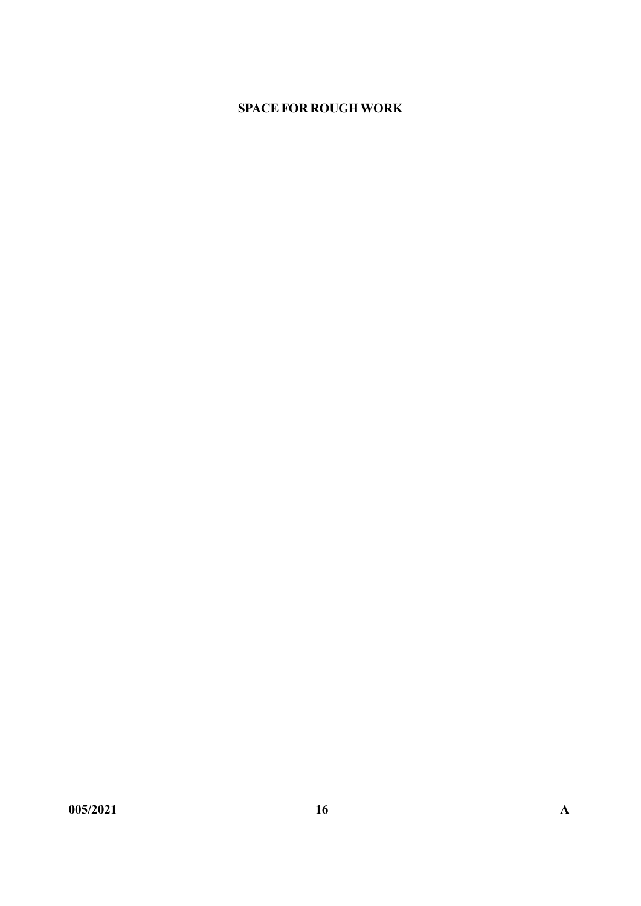**SPACE FOR ROUGH WORK**